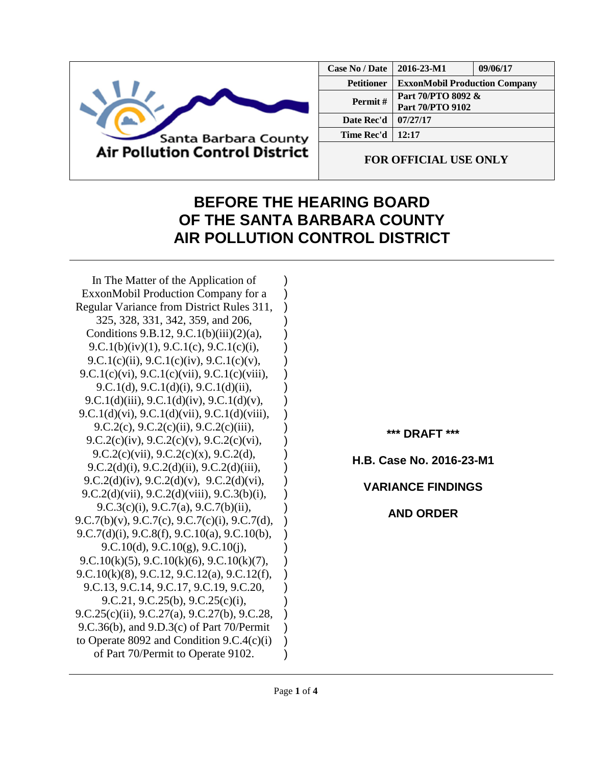Santa Barbara County
Air Pollution Control District

| Case No / Date | 2016-23-M1 | 09/06/17 |
|---|---|---|
| Petitioner | ExxonMobil Production Company | |
| Permit # | Part 70/PTO 8092 & Part 70/PTO 9102 | |
| Date Rec'd | 07/27/17 | |
| Time Rec'd | 12:17 | |
| FOR OFFICIAL USE ONLY | | |

# BEFORE THE HEARING BOARD OF THE SANTA BARBARA COUNTY AIR POLLUTION CONTROL DISTRICT

In The Matter of the Application of ExxonMobil Production Company for a Regular Variance from District Rules 311, 325, 328, 331, 342, 359, and 206, Conditions 9.B.12, 9.C.1(b)(iii)(2)(a), 9.C.1(b)(iv)(1), 9.C.1(c), 9.C.1(c)(i), 9.C.1(c)(ii), 9.C.1(c)(iv), 9.C.1(c)(v), 9.C.1(c)(vi), 9.C.1(c)(vii), 9.C.1(c)(viii), 9.C.1(d), 9.C.1(d)(i), 9.C.1(d)(ii), 9.C.1(d)(iii), 9.C.1(d)(iv), 9.C.1(d)(v), 9.C.1(d)(vi), 9.C.1(d)(vii), 9.C.1(d)(viii), 9.C.2(c), 9.C.2(c)(ii), 9.C.2(c)(iii), 9.C.2(c)(iv), 9.C.2(c)(v), 9.C.2(c)(vi), 9.C.2(c)(vii), 9.C.2(c)(x), 9.C.2(d), 9.C.2(d)(i), 9.C.2(d)(ii), 9.C.2(d)(iii), 9.C.2(d)(iv), 9.C.2(d)(v), 9.C.2(d)(vi), 9.C.2(d)(vii), 9.C.2(d)(viii), 9.C.3(b)(i), 9.C.3(c)(i), 9.C.7(a), 9.C.7(b)(ii), 9.C.7(b)(v), 9.C.7(c), 9.C.7(c)(i), 9.C.7(d), 9.C.7(d)(i), 9.C.8(f), 9.C.10(a), 9.C.10(b), 9.C.10(d), 9.C.10(g), 9.C.10(j), 9.C.10(k)(5), 9.C.10(k)(6), 9.C.10(k)(7), 9.C.10(k)(8), 9.C.12, 9.C.12(a), 9.C.12(f), 9.C.13, 9.C.14, 9.C.17, 9.C.19, 9.C.20, 9.C.21, 9.C.25(b), 9.C.25(c)(i), 9.C.25(c)(ii), 9.C.27(a), 9.C.27(b), 9.C.28, 9.C.36(b), and 9.D.3(c) of Part 70/Permit to Operate 8092 and Condition 9.C.4(c)(i) of Part 70/Permit to Operate 9102.

**\*\*\* DRAFT \*\*\***

**H.B. Case No. 2016-23-M1**

**VARIANCE FINDINGS AND ORDER**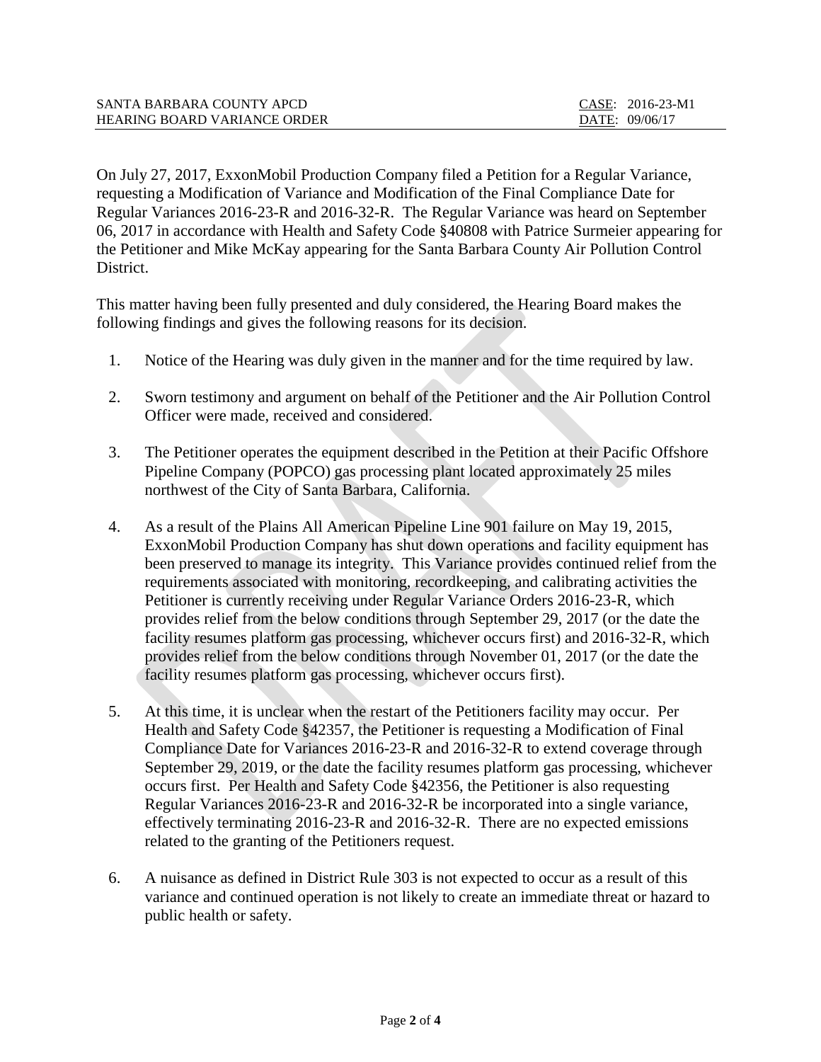On July 27, 2017, ExxonMobil Production Company filed a Petition for a Regular Variance, requesting a Modification of Variance and Modification of the Final Compliance Date for Regular Variances 2016-23-R and 2016-32-R. The Regular Variance was heard on September 06, 2017 in accordance with Health and Safety Code §40808 with Patrice Surmeier appearing for the Petitioner and Mike McKay appearing for the Santa Barbara County Air Pollution Control District.

This matter having been fully presented and duly considered, the Hearing Board makes the following findings and gives the following reasons for its decision.

1. Notice of the Hearing was duly given in the manner and for the time required by law.

2. Sworn testimony and argument on behalf of the Petitioner and the Air Pollution Control Officer were made, received and considered.

3. The Petitioner operates the equipment described in the Petition at their Pacific Offshore Pipeline Company (POPCO) gas processing plant located approximately 25 miles northwest of the City of Santa Barbara, California.

4. As a result of the Plains All American Pipeline Line 901 failure on May 19, 2015, ExxonMobil Production Company has shut down operations and facility equipment has been preserved to manage its integrity. This Variance provides continued relief from the requirements associated with monitoring, recordkeeping, and calibrating activities the Petitioner is currently receiving under Regular Variance Orders 2016-23-R, which provides relief from the below conditions through September 29, 2017 (or the date the facility resumes platform gas processing, whichever occurs first) and 2016-32-R, which provides relief from the below conditions through November 01, 2017 (or the date the facility resumes platform gas processing, whichever occurs first).

5. At this time, it is unclear when the restart of the Petitioners facility may occur. Per Health and Safety Code §42357, the Petitioner is requesting a Modification of Final Compliance Date for Variances 2016-23-R and 2016-32-R to extend coverage through September 29, 2019, or the date the facility resumes platform gas processing, whichever occurs first. Per Health and Safety Code §42356, the Petitioner is also requesting Regular Variances 2016-23-R and 2016-32-R be incorporated into a single variance, effectively terminating 2016-23-R and 2016-32-R. There are no expected emissions related to the granting of the Petitioners request.

6. A nuisance as defined in District Rule 303 is not expected to occur as a result of this variance and continued operation is not likely to create an immediate threat or hazard to public health or safety.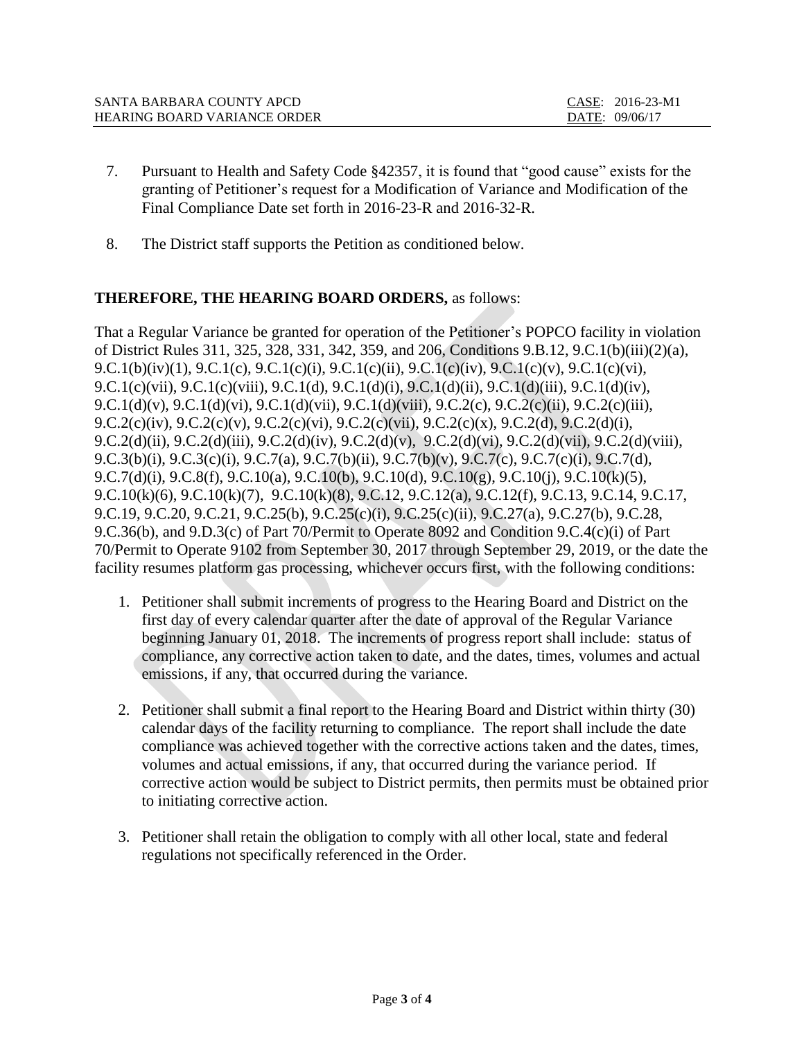7. Pursuant to Health and Safety Code §42357, it is found that "good cause" exists for the granting of Petitioner's request for a Modification of Variance and Modification of the Final Compliance Date set forth in 2016-23-R and 2016-32-R.

8. The District staff supports the Petition as conditioned below.

**THEREFORE, THE HEARING BOARD ORDERS,** as follows:

That a Regular Variance be granted for operation of the Petitioner's POPCO facility in violation of District Rules 311, 325, 328, 331, 342, 359, and 206, Conditions 9.B.12, 9.C.1(b)(iii)(2)(a), 9.C.1(b)(iv)(1), 9.C.1(c), 9.C.1(c)(i), 9.C.1(c)(ii), 9.C.1(c)(iv), 9.C.1(c)(v), 9.C.1(c)(vi), 9.C.1(c)(vii), 9.C.1(c)(viii), 9.C.1(d), 9.C.1(d)(i), 9.C.1(d)(ii), 9.C.1(d)(iii), 9.C.1(d)(iv), 9.C.1(d)(v), 9.C.1(d)(vi), 9.C.1(d)(vii), 9.C.1(d)(viii), 9.C.2(c), 9.C.2(c)(ii), 9.C.2(c)(iii), 9.C.2(c)(iv), 9.C.2(c)(v), 9.C.2(c)(vi), 9.C.2(c)(vii), 9.C.2(c)(x), 9.C.2(d), 9.C.2(d)(i), 9.C.2(d)(ii), 9.C.2(d)(iii), 9.C.2(d)(iv), 9.C.2(d)(v), 9.C.2(d)(vi), 9.C.2(d)(vii), 9.C.2(d)(viii), 9.C.3(b)(i), 9.C.3(c)(i), 9.C.7(a), 9.C.7(b)(ii), 9.C.7(b)(v), 9.C.7(c), 9.C.7(c)(i), 9.C.7(d), 9.C.7(d)(i), 9.C.8(f), 9.C.10(a), 9.C.10(b), 9.C.10(d), 9.C.10(g), 9.C.10(j), 9.C.10(k)(5), 9.C.10(k)(6), 9.C.10(k)(7), 9.C.10(k)(8), 9.C.12, 9.C.12(a), 9.C.12(f), 9.C.13, 9.C.14, 9.C.17, 9.C.19, 9.C.20, 9.C.21, 9.C.25(b), 9.C.25(c)(i), 9.C.25(c)(ii), 9.C.27(a), 9.C.27(b), 9.C.28, 9.C.36(b), and 9.D.3(c) of Part 70/Permit to Operate 8092 and Condition 9.C.4(c)(i) of Part 70/Permit to Operate 9102 from September 30, 2017 through September 29, 2019, or the date the facility resumes platform gas processing, whichever occurs first, with the following conditions:

1. Petitioner shall submit increments of progress to the Hearing Board and District on the first day of every calendar quarter after the date of approval of the Regular Variance beginning January 01, 2018. The increments of progress report shall include: status of compliance, any corrective action taken to date, and the dates, times, volumes and actual emissions, if any, that occurred during the variance.

2. Petitioner shall submit a final report to the Hearing Board and District within thirty (30) calendar days of the facility returning to compliance. The report shall include the date compliance was achieved together with the corrective actions taken and the dates, times, volumes and actual emissions, if any, that occurred during the variance period. If corrective action would be subject to District permits, then permits must be obtained prior to initiating corrective action.

3. Petitioner shall retain the obligation to comply with all other local, state and federal regulations not specifically referenced in the Order.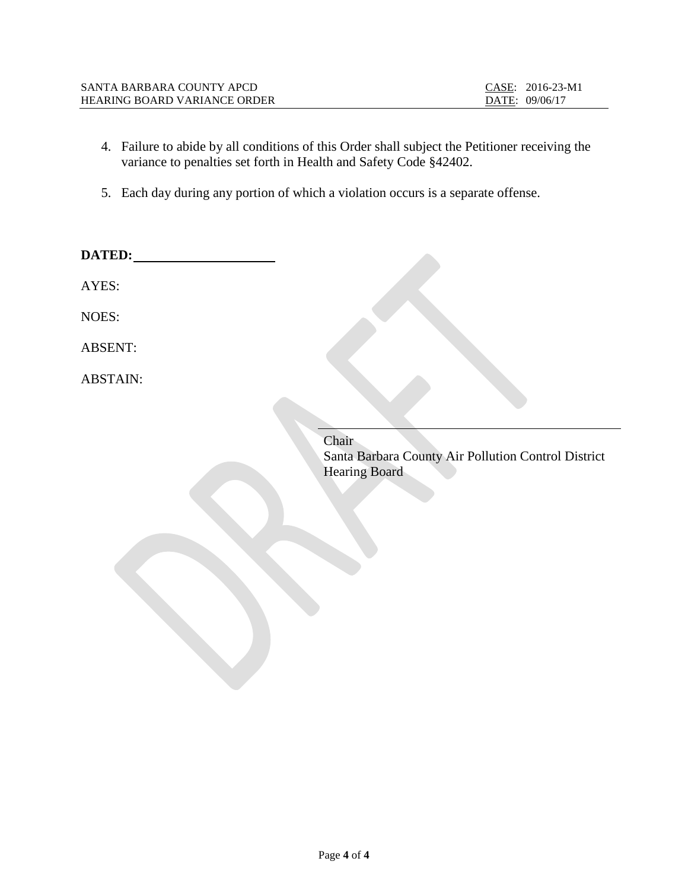4. Failure to abide by all conditions of this Order shall subject the Petitioner receiving the variance to penalties set forth in Health and Safety Code §42402.

5. Each day during any portion of which a violation occurs is a separate offense.

**DATED:** ____________________

AYES:

NOES:

ABSENT:

ABSTAIN:

______________________________________________

Chair
Santa Barbara County Air Pollution Control District
Hearing Board